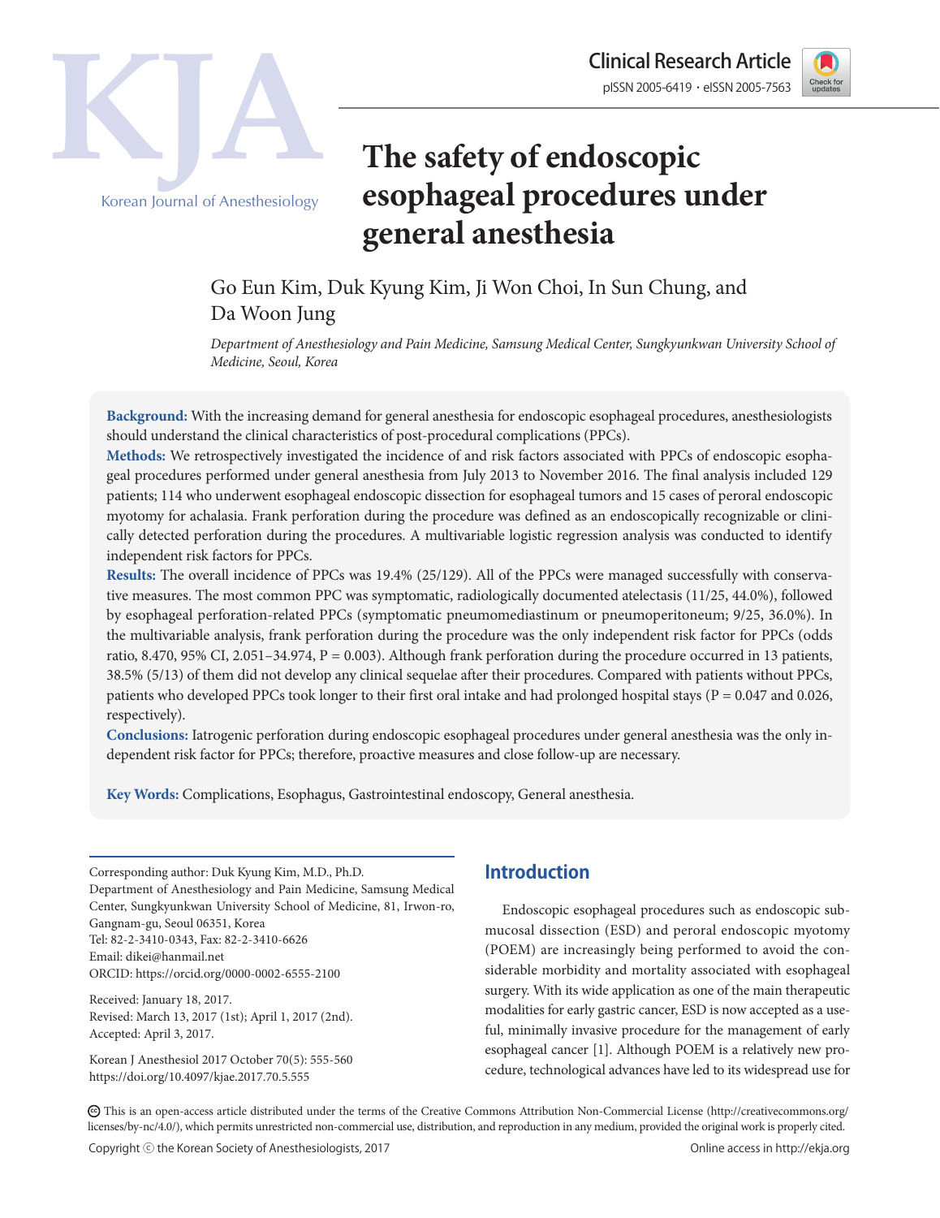Clinical Research Article

pISSN 2005-6419 • eISSN 2005-7563

# The safety of endoscopic esophageal procedures under general anesthesia

Go Eun Kim, Duk Kyung Kim, Ji Won Choi, In Sun Chung, and Da Woon Jung

*Department of Anesthesiology and Pain Medicine, Samsung Medical Center, Sungkyunkwan University School of Medicine, Seoul, Korea*

**Background:** With the increasing demand for general anesthesia for endoscopic esophageal procedures, anesthesiologists should understand the clinical characteristics of post-procedural complications (PPCs).

**Methods:** We retrospectively investigated the incidence of and risk factors associated with PPCs of endoscopic esophageal procedures performed under general anesthesia from July 2013 to November 2016. The final analysis included 129 patients; 114 who underwent esophageal endoscopic dissection for esophageal tumors and 15 cases of peroral endoscopic myotomy for achalasia. Frank perforation during the procedure was defined as an endoscopically recognizable or clinically detected perforation during the procedures. A multivariable logistic regression analysis was conducted to identify independent risk factors for PPCs.

**Results:** The overall incidence of PPCs was 19.4% (25/129). All of the PPCs were managed successfully with conservative measures. The most common PPC was symptomatic, radiologically documented atelectasis (11/25, 44.0%), followed by esophageal perforation-related PPCs (symptomatic pneumomediastinum or pneumoperitoneum; 9/25, 36.0%). In the multivariable analysis, frank perforation during the procedure was the only independent risk factor for PPCs (odds ratio, 8.470, 95% CI, 2.051–34.974, P = 0.003). Although frank perforation during the procedure occurred in 13 patients, 38.5% (5/13) of them did not develop any clinical sequelae after their procedures. Compared with patients without PPCs, patients who developed PPCs took longer to their first oral intake and had prolonged hospital stays (P = 0.047 and 0.026, respectively).

**Conclusions:** Iatrogenic perforation during endoscopic esophageal procedures under general anesthesia was the only independent risk factor for PPCs; therefore, proactive measures and close follow-up are necessary.

**Key Words:** Complications, Esophagus, Gastrointestinal endoscopy, General anesthesia.

Corresponding author: Duk Kyung Kim, M.D., Ph.D.
Department of Anesthesiology and Pain Medicine, Samsung Medical Center, Sungkyunkwan University School of Medicine, 81, Irwon-ro, Gangnam-gu, Seoul 06351, Korea
Tel: 82-2-3410-0343, Fax: 82-2-3410-6626
Email: dikei@hanmail.net
ORCID: https://orcid.org/0000-0002-6555-2100

Received: January 18, 2017.
Revised: March 13, 2017 (1st); April 1, 2017 (2nd).
Accepted: April 3, 2017.

Korean J Anesthesiol 2017 October 70(5): 555-560
https://doi.org/10.4097/kjae.2017.70.5.555

## Introduction

Endoscopic esophageal procedures such as endoscopic submucosal dissection (ESD) and peroral endoscopic myotomy (POEM) are increasingly being performed to avoid the considerable morbidity and mortality associated with esophageal surgery. With its wide application as one of the main therapeutic modalities for early gastric cancer, ESD is now accepted as a useful, minimally invasive procedure for the management of early esophageal cancer [1]. Although POEM is a relatively new procedure, technological advances have led to its widespread use for

This is an open-access article distributed under the terms of the Creative Commons Attribution Non-Commercial License (http://creativecommons.org/licenses/by-nc/4.0/), which permits unrestricted non-commercial use, distribution, and reproduction in any medium, provided the original work is properly cited.

Copyright ⓒ the Korean Society of Anesthesiologists, 2017

Online access in http://ekja.org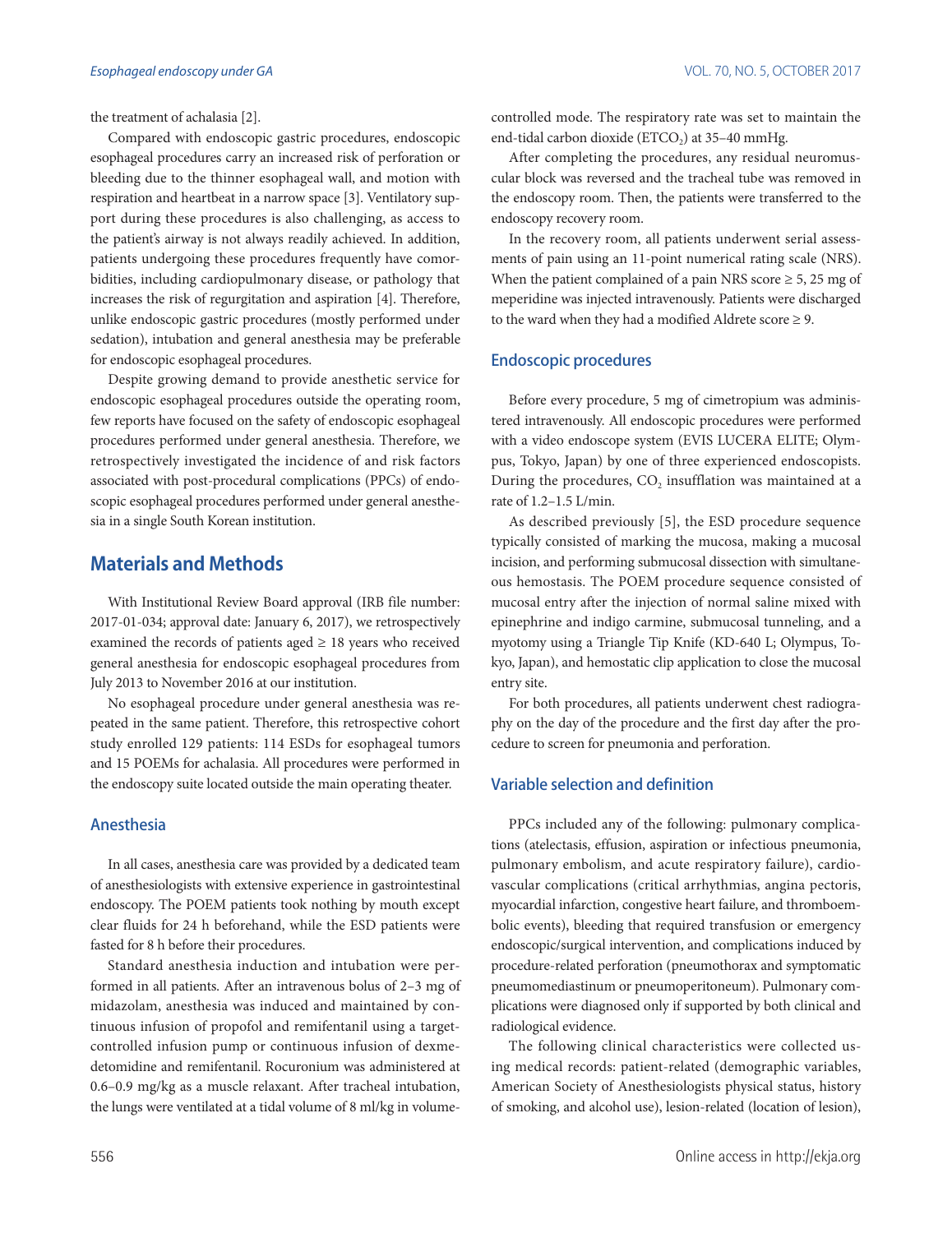the treatment of achalasia [2].

Compared with endoscopic gastric procedures, endoscopic esophageal procedures carry an increased risk of perforation or bleeding due to the thinner esophageal wall, and motion with respiration and heartbeat in a narrow space [3]. Ventilatory support during these procedures is also challenging, as access to the patient's airway is not always readily achieved. In addition, patients undergoing these procedures frequently have comorbidities, including cardiopulmonary disease, or pathology that increases the risk of regurgitation and aspiration [4]. Therefore, unlike endoscopic gastric procedures (mostly performed under sedation), intubation and general anesthesia may be preferable for endoscopic esophageal procedures.

Despite growing demand to provide anesthetic service for endoscopic esophageal procedures outside the operating room, few reports have focused on the safety of endoscopic esophageal procedures performed under general anesthesia. Therefore, we retrospectively investigated the incidence of and risk factors associated with post-procedural complications (PPCs) of endoscopic esophageal procedures performed under general anesthesia in a single South Korean institution.

## Materials and Methods

With Institutional Review Board approval (IRB file number: 2017-01-034; approval date: January 6, 2017), we retrospectively examined the records of patients aged ≥ 18 years who received general anesthesia for endoscopic esophageal procedures from July 2013 to November 2016 at our institution.

No esophageal procedure under general anesthesia was repeated in the same patient. Therefore, this retrospective cohort study enrolled 129 patients: 114 ESDs for esophageal tumors and 15 POEMs for achalasia. All procedures were performed in the endoscopy suite located outside the main operating theater.

### Anesthesia

In all cases, anesthesia care was provided by a dedicated team of anesthesiologists with extensive experience in gastrointestinal endoscopy. The POEM patients took nothing by mouth except clear fluids for 24 h beforehand, while the ESD patients were fasted for 8 h before their procedures.

Standard anesthesia induction and intubation were performed in all patients. After an intravenous bolus of 2–3 mg of midazolam, anesthesia was induced and maintained by continuous infusion of propofol and remifentanil using a target-controlled infusion pump or continuous infusion of dexmedetomidine and remifentanil. Rocuronium was administered at 0.6–0.9 mg/kg as a muscle relaxant. After tracheal intubation, the lungs were ventilated at a tidal volume of 8 ml/kg in volume-controlled mode. The respiratory rate was set to maintain the end-tidal carbon dioxide ($ETCO_2$) at 35–40 mmHg.

After completing the procedures, any residual neuromuscular block was reversed and the tracheal tube was removed in the endoscopy room. Then, the patients were transferred to the endoscopy recovery room.

In the recovery room, all patients underwent serial assessments of pain using an 11-point numerical rating scale (NRS). When the patient complained of a pain NRS score ≥ 5, 25 mg of meperidine was injected intravenously. Patients were discharged to the ward when they had a modified Aldrete score ≥ 9.

### Endoscopic procedures

Before every procedure, 5 mg of cimetropium was administered intravenously. All endoscopic procedures were performed with a video endoscope system (EVIS LUCERA ELITE; Olympus, Tokyo, Japan) by one of three experienced endoscopists. During the procedures, $CO_2$ insufflation was maintained at a rate of 1.2–1.5 L/min.

As described previously [5], the ESD procedure sequence typically consisted of marking the mucosa, making a mucosal incision, and performing submucosal dissection with simultaneous hemostasis. The POEM procedure sequence consisted of mucosal entry after the injection of normal saline mixed with epinephrine and indigo carmine, submucosal tunneling, and a myotomy using a Triangle Tip Knife (KD-640 L; Olympus, Tokyo, Japan), and hemostatic clip application to close the mucosal entry site.

For both procedures, all patients underwent chest radiography on the day of the procedure and the first day after the procedure to screen for pneumonia and perforation.

### Variable selection and definition

PPCs included any of the following: pulmonary complications (atelectasis, effusion, aspiration or infectious pneumonia, pulmonary embolism, and acute respiratory failure), cardiovascular complications (critical arrhythmias, angina pectoris, myocardial infarction, congestive heart failure, and thromboembolic events), bleeding that required transfusion or emergency endoscopic/surgical intervention, and complications induced by procedure-related perforation (pneumothorax and symptomatic pneumomediastinum or pneumoperitoneum). Pulmonary complications were diagnosed only if supported by both clinical and radiological evidence.

The following clinical characteristics were collected using medical records: patient-related (demographic variables, American Society of Anesthesiologists physical status, history of smoking, and alcohol use), lesion-related (location of lesion),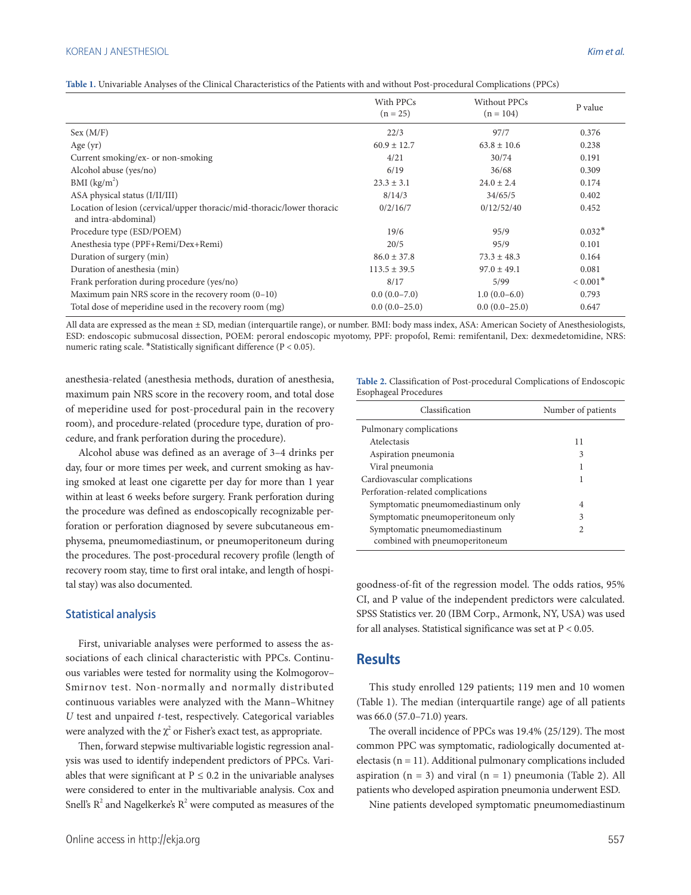**Table 1.** Univariable Analyses of the Clinical Characteristics of the Patients with and without Post-procedural Complications (PPCs)

| | With PPCs (n = 25) | Without PPCs (n = 104) | P value |
|---|---|---|---|
| Sex (M/F) | 22/3 | 97/7 | 0.376 |
| Age (yr) | 60.9 ± 12.7 | 63.8 ± 10.6 | 0.238 |
| Current smoking/ex- or non-smoking | 4/21 | 30/74 | 0.191 |
| Alcohol abuse (yes/no) | 6/19 | 36/68 | 0.309 |
| BMI ($kg/m^2$) | 23.3 ± 3.1 | 24.0 ± 2.4 | 0.174 |
| ASA physical status (I/II/III) | 8/14/3 | 34/65/5 | 0.402 |
| Location of lesion (cervical/upper thoracic/mid-thoracic/lower thoracic and intra-abdominal) | 0/2/16/7 | 0/12/52/40 | 0.452 |
| Procedure type (ESD/POEM) | 19/6 | 95/9 | 0.032* |
| Anesthesia type (PPF+Remi/Dex+Remi) | 20/5 | 95/9 | 0.101 |
| Duration of surgery (min) | 86.0 ± 37.8 | 73.3 ± 48.3 | 0.164 |
| Duration of anesthesia (min) | 113.5 ± 39.5 | 97.0 ± 49.1 | 0.081 |
| Frank perforation during procedure (yes/no) | 8/17 | 5/99 | < 0.001* |
| Maximum pain NRS score in the recovery room (0–10) | 0.0 (0.0–7.0) | 1.0 (0.0–6.0) | 0.793 |
| Total dose of meperidine used in the recovery room (mg) | 0.0 (0.0–25.0) | 0.0 (0.0–25.0) | 0.647 |

All data are expressed as the mean ± SD, median (interquartile range), or number. BMI: body mass index, ASA: American Society of Anesthesiologists, ESD: endoscopic submucosal dissection, POEM: peroral endoscopic myotomy, PPF: propofol, Remi: remifentanil, Dex: dexmedetomidine, NRS: numeric rating scale. *Statistically significant difference (P < 0.05).

anesthesia-related (anesthesia methods, duration of anesthesia, maximum pain NRS score in the recovery room, and total dose of meperidine used for post-procedural pain in the recovery room), and procedure-related (procedure type, duration of procedure, and frank perforation during the procedure).

Alcohol abuse was defined as an average of 3–4 drinks per day, four or more times per week, and current smoking as having smoked at least one cigarette per day for more than 1 year within at least 6 weeks before surgery. Frank perforation during the procedure was defined as endoscopically recognizable perforation or perforation diagnosed by severe subcutaneous emphysema, pneumomediastinum, or pneumoperitoneum during the procedures. The post-procedural recovery profile (length of recovery room stay, time to first oral intake, and length of hospital stay) was also documented.

### Statistical analysis

First, univariable analyses were performed to assess the associations of each clinical characteristic with PPCs. Continuous variables were tested for normality using the Kolmogorov–Smirnov test. Non-normally and normally distributed continuous variables were analyzed with the Mann–Whitney *U* test and unpaired *t*-test, respectively. Categorical variables were analyzed with the $\chi^2$ or Fisher's exact test, as appropriate.

Then, forward stepwise multivariable logistic regression analysis was used to identify independent predictors of PPCs. Variables that were significant at $P \le 0.2$ in the univariable analyses were considered to enter in the multivariable analysis. Cox and Snell's $R^2$ and Nagelkerke's $R^2$ were computed as measures of the goodness-of-fit of the regression model. The odds ratios, 95% CI, and P value of the independent predictors were calculated. SPSS Statistics ver. 20 (IBM Corp., Armonk, NY, USA) was used for all analyses. Statistical significance was set at $P < 0.05$.

**Table 2.** Classification of Post-procedural Complications of Endoscopic Esophageal Procedures

| Classification | Number of patients |
|---|---|
| Pulmonary complications | |
| Atelectasis | 11 |
| Aspiration pneumonia | 3 |
| Viral pneumonia | 1 |
| Cardiovascular complications | 1 |
| Perforation-related complications | |
| Symptomatic pneumomediastinum only | 4 |
| Symptomatic pneumoperitoneum only | 3 |
| Symptomatic pneumomediastinum combined with pneumoperitoneum | 2 |

## Results

This study enrolled 129 patients; 119 men and 10 women (Table 1). The median (interquartile range) age of all patients was 66.0 (57.0–71.0) years.

The overall incidence of PPCs was 19.4% (25/129). The most common PPC was symptomatic, radiologically documented atelectasis (n = 11). Additional pulmonary complications included aspiration (n = 3) and viral (n = 1) pneumonia (Table 2). All patients who developed aspiration pneumonia underwent ESD.

Nine patients developed symptomatic pneumomediastinum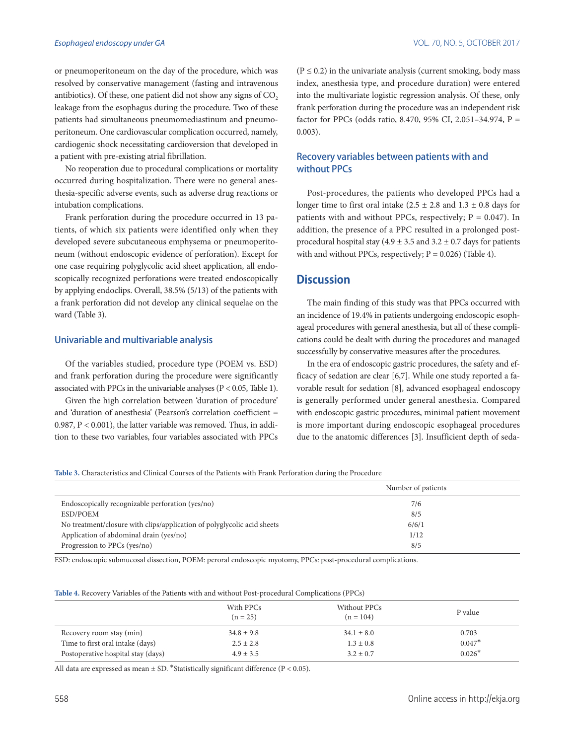or pneumoperitoneum on the day of the procedure, which was resolved by conservative management (fasting and intravenous antibiotics). Of these, one patient did not show any signs of $CO_2$ leakage from the esophagus during the procedure. Two of these patients had simultaneous pneumomediastinum and pneumoperitoneum. One cardiovascular complication occurred, namely, cardiogenic shock necessitating cardioversion that developed in a patient with pre-existing atrial fibrillation.

No reoperation due to procedural complications or mortality occurred during hospitalization. There were no general anesthesia-specific adverse events, such as adverse drug reactions or intubation complications.

Frank perforation during the procedure occurred in 13 patients, of which six patients were identified only when they developed severe subcutaneous emphysema or pneumoperitoneum (without endoscopic evidence of perforation). Except for one case requiring polyglycolic acid sheet application, all endoscopically recognized perforations were treated endoscopically by applying endoclips. Overall, 38.5% (5/13) of the patients with a frank perforation did not develop any clinical sequelae on the ward (Table 3).

### Univariable and multivariable analysis

Of the variables studied, procedure type (POEM vs. ESD) and frank perforation during the procedure were significantly associated with PPCs in the univariable analyses ($P < 0.05$, Table 1).

Given the high correlation between 'duration of procedure' and 'duration of anesthesia' (Pearson's correlation coefficient = 0.987, $P < 0.001$), the latter variable was removed. Thus, in addition to these two variables, four variables associated with PPCs ($P \leq 0.2$) in the univariate analysis (current smoking, body mass index, anesthesia type, and procedure duration) were entered into the multivariate logistic regression analysis. Of these, only frank perforation during the procedure was an independent risk factor for PPCs (odds ratio, 8.470, 95% CI, 2.051–34.974, P = 0.003).

### Recovery variables between patients with and without PPCs

Post-procedures, the patients who developed PPCs had a longer time to first oral intake (2.5 ± 2.8 and 1.3 ± 0.8 days for patients with and without PPCs, respectively; P = 0.047). In addition, the presence of a PPC resulted in a prolonged post-procedural hospital stay (4.9 ± 3.5 and 3.2 ± 0.7 days for patients with and without PPCs, respectively; P = 0.026) (Table 4).

## Discussion

The main finding of this study was that PPCs occurred with an incidence of 19.4% in patients undergoing endoscopic esophageal procedures with general anesthesia, but all of these complications could be dealt with during the procedures and managed successfully by conservative measures after the procedures.

In the era of endoscopic gastric procedures, the safety and efficacy of sedation are clear [6,7]. While one study reported a favorable result for sedation [8], advanced esophageal endoscopy is generally performed under general anesthesia. Compared with endoscopic gastric procedures, minimal patient movement is more important during endoscopic esophageal procedures due to the anatomic differences [3]. Insufficient depth of seda-

**Table 3.** Characteristics and Clinical Courses of the Patients with Frank Perforation during the Procedure

| | Number of patients |
|---|---|
| Endoscopically recognizable perforation (yes/no) | 7/6 |
| ESD/POEM | 8/5 |
| No treatment/closure with clips/application of polyglycolic acid sheets | 6/6/1 |
| Application of abdominal drain (yes/no) | 1/12 |
| Progression to PPCs (yes/no) | 8/5 |

ESD: endoscopic submucosal dissection, POEM: peroral endoscopic myotomy, PPCs: post-procedural complications.

**Table 4.** Recovery Variables of the Patients with and without Post-procedural Complications (PPCs)

| | With PPCs (n = 25) | Without PPCs (n = 104) | P value |
|---|---|---|---|
| Recovery room stay (min) | 34.8 ± 9.8 | 34.1 ± 8.0 | 0.703 |
| Time to first oral intake (days) | 2.5 ± 2.8 | 1.3 ± 0.8 | 0.047* |
| Postoperative hospital stay (days) | 4.9 ± 3.5 | 3.2 ± 0.7 | 0.026* |

All data are expressed as mean ± SD. *Statistically significant difference ($P < 0.05$).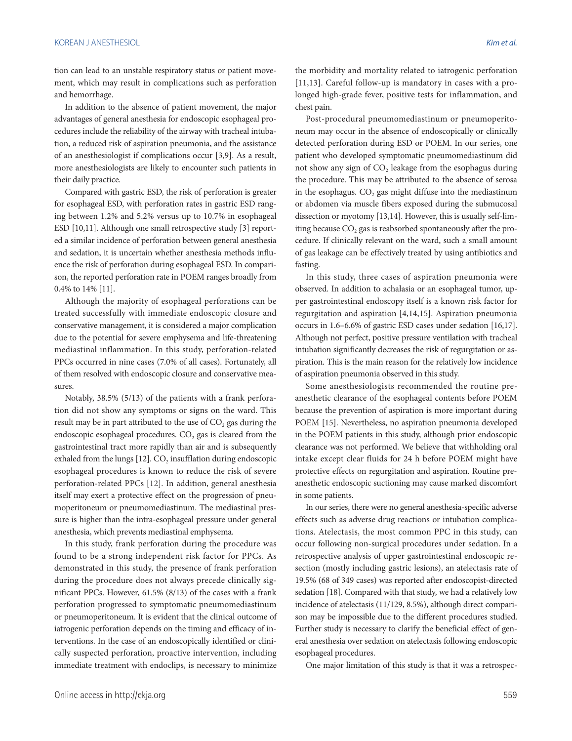tion can lead to an unstable respiratory status or patient movement, which may result in complications such as perforation and hemorrhage.

In addition to the absence of patient movement, the major advantages of general anesthesia for endoscopic esophageal procedures include the reliability of the airway with tracheal intubation, a reduced risk of aspiration pneumonia, and the assistance of an anesthesiologist if complications occur [3,9]. As a result, more anesthesiologists are likely to encounter such patients in their daily practice.

Compared with gastric ESD, the risk of perforation is greater for esophageal ESD, with perforation rates in gastric ESD ranging between 1.2% and 5.2% versus up to 10.7% in esophageal ESD [10,11]. Although one small retrospective study [3] reported a similar incidence of perforation between general anesthesia and sedation, it is uncertain whether anesthesia methods influence the risk of perforation during esophageal ESD. In comparison, the reported perforation rate in POEM ranges broadly from 0.4% to 14% [11].

Although the majority of esophageal perforations can be treated successfully with immediate endoscopic closure and conservative management, it is considered a major complication due to the potential for severe emphysema and life-threatening mediastinal inflammation. In this study, perforation-related PPCs occurred in nine cases (7.0% of all cases). Fortunately, all of them resolved with endoscopic closure and conservative measures.

Notably, 38.5% (5/13) of the patients with a frank perforation did not show any symptoms or signs on the ward. This result may be in part attributed to the use of $CO_2$ gas during the endoscopic esophageal procedures. $CO_2$ gas is cleared from the gastrointestinal tract more rapidly than air and is subsequently exhaled from the lungs [12]. $CO_2$ insufflation during endoscopic esophageal procedures is known to reduce the risk of severe perforation-related PPCs [12]. In addition, general anesthesia itself may exert a protective effect on the progression of pneumoperitoneum or pneumomediastinum. The mediastinal pressure is higher than the intra-esophageal pressure under general anesthesia, which prevents mediastinal emphysema.

In this study, frank perforation during the procedure was found to be a strong independent risk factor for PPCs. As demonstrated in this study, the presence of frank perforation during the procedure does not always precede clinically significant PPCs. However, 61.5% (8/13) of the cases with a frank perforation progressed to symptomatic pneumomediastinum or pneumoperitoneum. It is evident that the clinical outcome of iatrogenic perforation depends on the timing and efficacy of interventions. In the case of an endoscopically identified or clinically suspected perforation, proactive intervention, including immediate treatment with endoclips, is necessary to minimize the morbidity and mortality related to iatrogenic perforation [11,13]. Careful follow-up is mandatory in cases with a prolonged high-grade fever, positive tests for inflammation, and chest pain.

Post-procedural pneumomediastinum or pneumoperitoneum may occur in the absence of endoscopically or clinically detected perforation during ESD or POEM. In our series, one patient who developed symptomatic pneumomediastinum did not show any sign of $CO_2$ leakage from the esophagus during the procedure. This may be attributed to the absence of serosa in the esophagus. $CO_2$ gas might diffuse into the mediastinum or abdomen via muscle fibers exposed during the submucosal dissection or myotomy [13,14]. However, this is usually self-limiting because $CO_2$ gas is reabsorbed spontaneously after the procedure. If clinically relevant on the ward, such a small amount of gas leakage can be effectively treated by using antibiotics and fasting.

In this study, three cases of aspiration pneumonia were observed. In addition to achalasia or an esophageal tumor, upper gastrointestinal endoscopy itself is a known risk factor for regurgitation and aspiration [4,14,15]. Aspiration pneumonia occurs in 1.6–6.6% of gastric ESD cases under sedation [16,17]. Although not perfect, positive pressure ventilation with tracheal intubation significantly decreases the risk of regurgitation or aspiration. This is the main reason for the relatively low incidence of aspiration pneumonia observed in this study.

Some anesthesiologists recommended the routine pre-anesthetic clearance of the esophageal contents before POEM because the prevention of aspiration is more important during POEM [15]. Nevertheless, no aspiration pneumonia developed in the POEM patients in this study, although prior endoscopic clearance was not performed. We believe that withholding oral intake except clear fluids for 24 h before POEM might have protective effects on regurgitation and aspiration. Routine pre-anesthetic endoscopic suctioning may cause marked discomfort in some patients.

In our series, there were no general anesthesia-specific adverse effects such as adverse drug reactions or intubation complications. Atelectasis, the most common PPC in this study, can occur following non-surgical procedures under sedation. In a retrospective analysis of upper gastrointestinal endoscopic resection (mostly including gastric lesions), an atelectasis rate of 19.5% (68 of 349 cases) was reported after endoscopist-directed sedation [18]. Compared with that study, we had a relatively low incidence of atelectasis (11/129, 8.5%), although direct comparison may be impossible due to the different procedures studied. Further study is necessary to clarify the beneficial effect of general anesthesia over sedation on atelectasis following endoscopic esophageal procedures.

One major limitation of this study is that it was a retrospec-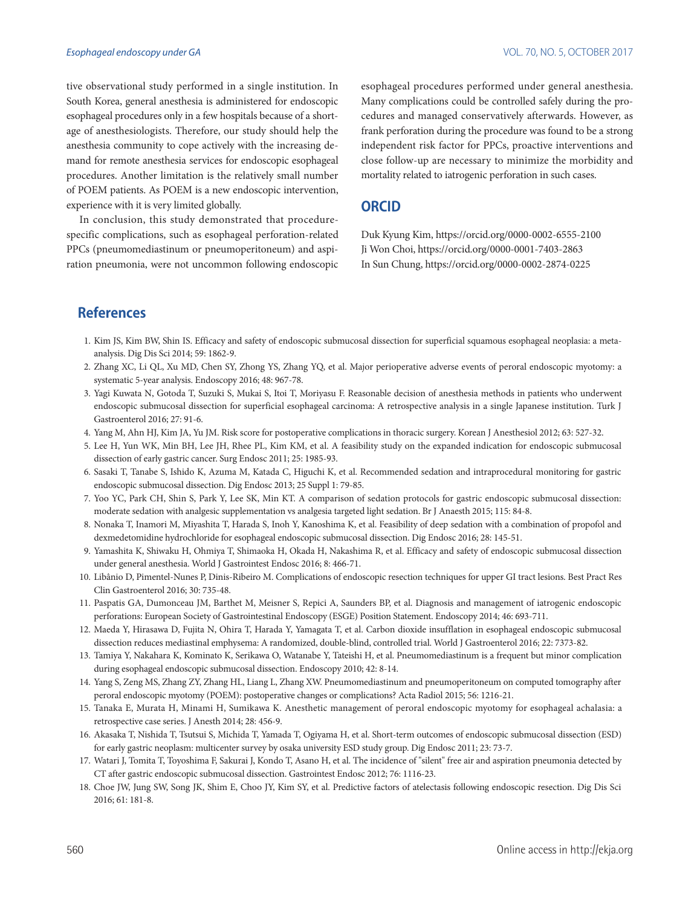tive observational study performed in a single institution. In South Korea, general anesthesia is administered for endoscopic esophageal procedures only in a few hospitals because of a shortage of anesthesiologists. Therefore, our study should help the anesthesia community to cope actively with the increasing demand for remote anesthesia services for endoscopic esophageal procedures. Another limitation is the relatively small number of POEM patients. As POEM is a new endoscopic intervention, experience with it is very limited globally.

In conclusion, this study demonstrated that procedure-specific complications, such as esophageal perforation-related PPCs (pneumomediastinum or pneumoperitoneum) and aspiration pneumonia, were not uncommon following endoscopic esophageal procedures performed under general anesthesia. Many complications could be controlled safely during the procedures and managed conservatively afterwards. However, as frank perforation during the procedure was found to be a strong independent risk factor for PPCs, proactive interventions and close follow-up are necessary to minimize the morbidity and mortality related to iatrogenic perforation in such cases.

## ORCID

Duk Kyung Kim, https://orcid.org/0000-0002-6555-2100
Ji Won Choi, https://orcid.org/0000-0001-7403-2863
In Sun Chung, https://orcid.org/0000-0002-2874-0225

## References

1. Kim JS, Kim BW, Shin IS. Efficacy and safety of endoscopic submucosal dissection for superficial squamous esophageal neoplasia: a meta-analysis. Dig Dis Sci 2014; 59: 1862-9.
2. Zhang XC, Li QL, Xu MD, Chen SY, Zhong YS, Zhang YQ, et al. Major perioperative adverse events of peroral endoscopic myotomy: a systematic 5-year analysis. Endoscopy 2016; 48: 967-78.
3. Yagi Kuwata N, Gotoda T, Suzuki S, Mukai S, Itoi T, Moriyasu F. Reasonable decision of anesthesia methods in patients who underwent endoscopic submucosal dissection for superficial esophageal carcinoma: A retrospective analysis in a single Japanese institution. Turk J Gastroenterol 2016; 27: 91-6.
4. Yang M, Ahn HJ, Kim JA, Yu JM. Risk score for postoperative complications in thoracic surgery. Korean J Anesthesiol 2012; 63: 527-32.
5. Lee H, Yun WK, Min BH, Lee JH, Rhee PL, Kim KM, et al. A feasibility study on the expanded indication for endoscopic submucosal dissection of early gastric cancer. Surg Endosc 2011; 25: 1985-93.
6. Sasaki T, Tanabe S, Ishido K, Azuma M, Katada C, Higuchi K, et al. Recommended sedation and intraprocedural monitoring for gastric endoscopic submucosal dissection. Dig Endosc 2013; 25 Suppl 1: 79-85.
7. Yoo YC, Park CH, Shin S, Park Y, Lee SK, Min KT. A comparison of sedation protocols for gastric endoscopic submucosal dissection: moderate sedation with analgesic supplementation vs analgesia targeted light sedation. Br J Anaesth 2015; 115: 84-8.
8. Nonaka T, Inamori M, Miyashita T, Harada S, Inoh Y, Kanoshima K, et al. Feasibility of deep sedation with a combination of propofol and dexmedetomidine hydrochloride for esophageal endoscopic submucosal dissection. Dig Endosc 2016; 28: 145-51.
9. Yamashita K, Shiwaku H, Ohmiya T, Shimaoka H, Okada H, Nakashima R, et al. Efficacy and safety of endoscopic submucosal dissection under general anesthesia. World J Gastrointest Endosc 2016; 8: 466-71.
10. Libânio D, Pimentel-Nunes P, Dinis-Ribeiro M. Complications of endoscopic resection techniques for upper GI tract lesions. Best Pract Res Clin Gastroenterol 2016; 30: 735-48.
11. Paspatis GA, Dumonceau JM, Barthet M, Meisner S, Repici A, Saunders BP, et al. Diagnosis and management of iatrogenic endoscopic perforations: European Society of Gastrointestinal Endoscopy (ESGE) Position Statement. Endoscopy 2014; 46: 693-711.
12. Maeda Y, Hirasawa D, Fujita N, Ohira T, Harada Y, Yamagata T, et al. Carbon dioxide insufflation in esophageal endoscopic submucosal dissection reduces mediastinal emphysema: A randomized, double-blind, controlled trial. World J Gastroenterol 2016; 22: 7373-82.
13. Tamiya Y, Nakahara K, Kominato K, Serikawa O, Watanabe Y, Tateishi H, et al. Pneumomediastinum is a frequent but minor complication during esophageal endoscopic submucosal dissection. Endoscopy 2010; 42: 8-14.
14. Yang S, Zeng MS, Zhang ZY, Zhang HL, Liang L, Zhang XW. Pneumomediastinum and pneumoperitoneum on computed tomography after peroral endoscopic myotomy (POEM): postoperative changes or complications? Acta Radiol 2015; 56: 1216-21.
15. Tanaka E, Murata H, Minami H, Sumikawa K. Anesthetic management of peroral endoscopic myotomy for esophageal achalasia: a retrospective case series. J Anesth 2014; 28: 456-9.
16. Akasaka T, Nishida T, Tsutsui S, Michida T, Yamada T, Ogiyama H, et al. Short-term outcomes of endoscopic submucosal dissection (ESD) for early gastric neoplasm: multicenter survey by osaka university ESD study group. Dig Endosc 2011; 23: 73-7.
17. Watari J, Tomita T, Toyoshima F, Sakurai J, Kondo T, Asano H, et al. The incidence of "silent" free air and aspiration pneumonia detected by CT after gastric endoscopic submucosal dissection. Gastrointest Endosc 2012; 76: 1116-23.
18. Choe JW, Jung SW, Song JK, Shim E, Choo JY, Kim SY, et al. Predictive factors of atelectasis following endoscopic resection. Dig Dis Sci 2016; 61: 181-8.